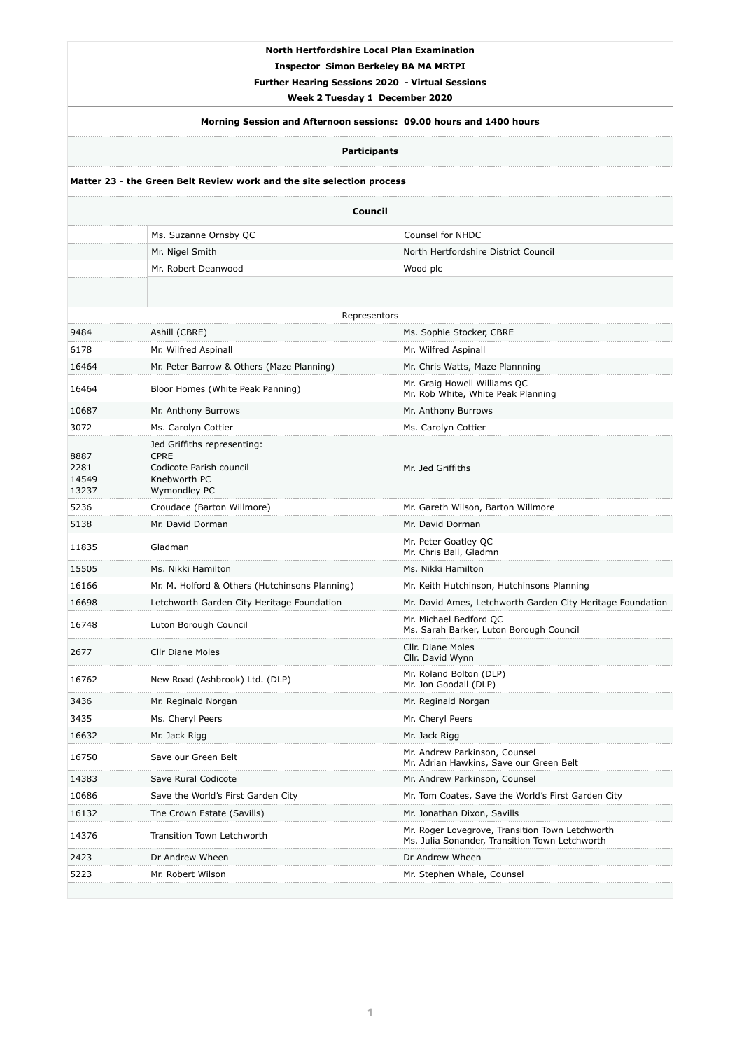**North Hertfordshire Local Plan Examination**

**Inspector Simon Berkeley BA MA MRTPI**

**Further Hearing Sessions 2020 - Virtual Sessions**

**Week 2 Tuesday 1 December 2020**

**Morning Session and Afternoon sessions: 09.00 hours and 1400 hours**

**Participants**

**Matter 23 - the Green Belt Review work and the site selection process**

**Council**

| | | |
|---|---|---|
| | Ms. Suzanne Ornsby QC | Counsel for NHDC |
| | Mr. Nigel Smith | North Hertfordshire District Council |
| | Mr. Robert Deanwood | Wood plc |
| | | |

Representors

| | | |
|---|---|---|
| 9484 | Ashill (CBRE) | Ms. Sophie Stocker, CBRE |
| 6178 | Mr. Wilfred Aspinall | Mr. Wilfred Aspinall |
| 16464 | Mr. Peter Barrow & Others (Maze Planning) | Mr. Chris Watts, Maze Plannning |
| 16464 | Bloor Homes (White Peak Panning) | Mr. Graig Howell Williams QC<br>Mr. Rob White, White Peak Planning |
| 10687 | Mr. Anthony Burrows | Mr. Anthony Burrows |
| 3072 | Ms. Carolyn Cottier | Ms. Carolyn Cottier |
| <br>8887<br>2281<br>14549<br>13237 | Jed Griffiths representing:<br>CPRE<br>Codicote Parish council<br>Knebworth PC<br>Wymondley PC | Mr. Jed Griffiths |
| 5236 | Croudace (Barton Willmore) | Mr. Gareth Wilson, Barton Willmore |
| 5138 | Mr. David Dorman | Mr. David Dorman |
| 11835 | Gladman | Mr. Peter Goatley QC<br>Mr. Chris Ball, Gladmn |
| 15505 | Ms. Nikki Hamilton | Ms. Nikki Hamilton |
| 16166 | Mr. M. Holford & Others (Hutchinsons Planning) | Mr. Keith Hutchinson, Hutchinsons Planning |
| 16698 | Letchworth Garden City Heritage Foundation | Mr. David Ames, Letchworth Garden City Heritage Foundation |
| 16748 | Luton Borough Council | Mr. Michael Bedford QC<br>Ms. Sarah Barker, Luton Borough Council |
| 2677 | Cllr Diane Moles | Cllr. Diane Moles<br>Cllr. David Wynn |
| 16762 | New Road (Ashbrook) Ltd. (DLP) | Mr. Roland Bolton (DLP)<br>Mr. Jon Goodall (DLP) |
| 3436 | Mr. Reginald Norgan | Mr. Reginald Norgan |
| 3435 | Ms. Cheryl Peers | Mr. Cheryl Peers |
| 16632 | Mr. Jack Rigg | Mr. Jack Rigg |
| 16750 | Save our Green Belt | Mr. Andrew Parkinson, Counsel<br>Mr. Adrian Hawkins, Save our Green Belt |
| 14383 | Save Rural Codicote | Mr. Andrew Parkinson, Counsel |
| 10686 | Save the World's First Garden City | Mr. Tom Coates, Save the World's First Garden City |
| 16132 | The Crown Estate (Savills) | Mr. Jonathan Dixon, Savills |
| 14376 | Transition Town Letchworth | Mr. Roger Lovegrove, Transition Town Letchworth<br>Ms. Julia Sonander, Transition Town Letchworth |
| 2423 | Dr Andrew Wheen | Dr Andrew Wheen |
| 5223 | Mr. Robert Wilson | Mr. Stephen Whale, Counsel |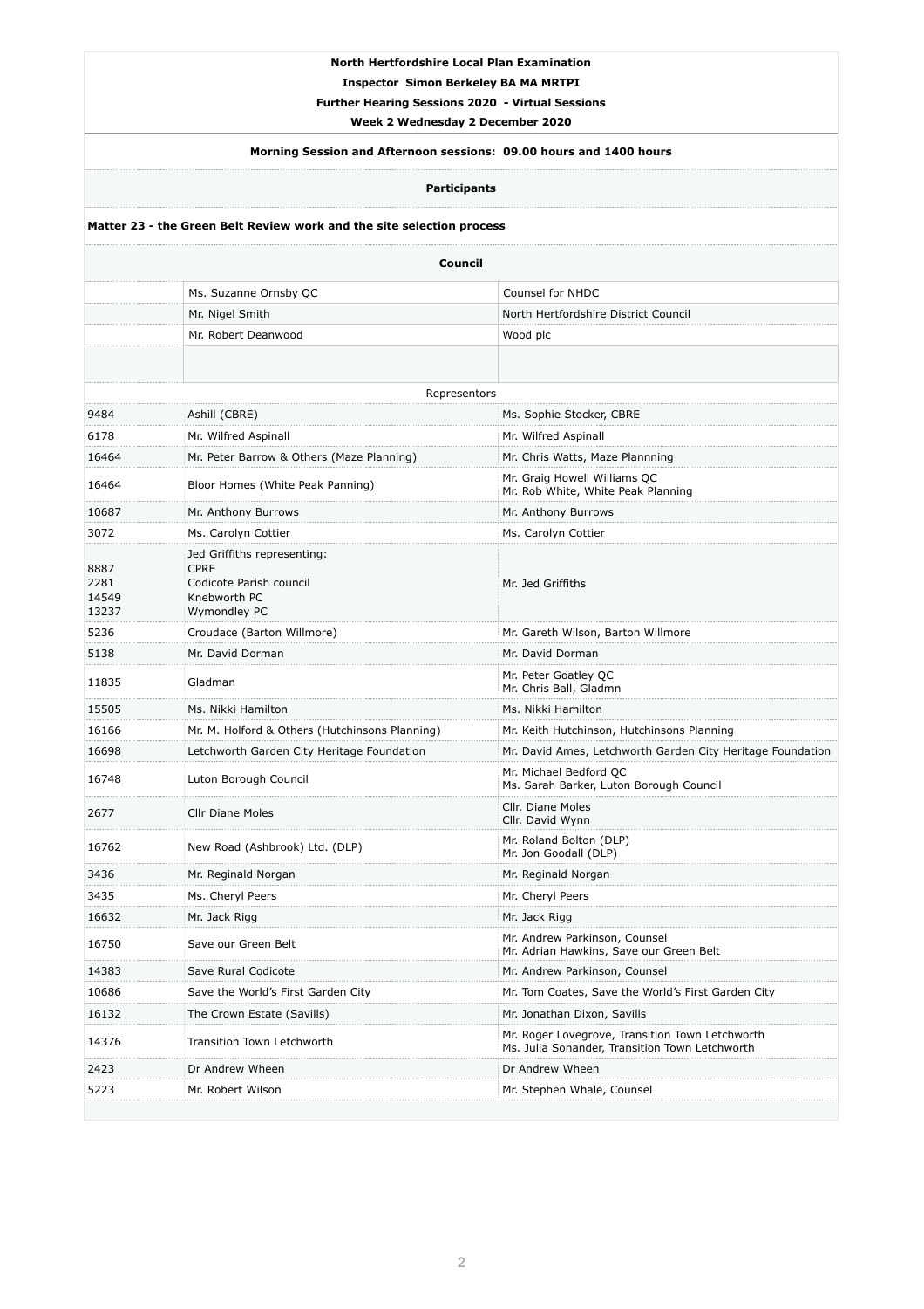**North Hertfordshire Local Plan Examination**

**Inspector Simon Berkeley BA MA MRTPI**

**Further Hearing Sessions 2020 - Virtual Sessions**

**Week 2 Wednesday 2 December 2020**

**Morning Session and Afternoon sessions: 09.00 hours and 1400 hours**

**Participants**

**Matter 23 - the Green Belt Review work and the site selection process**

| | **Council** | |
|---|---|---|
| | Ms. Suzanne Ornsby QC | Counsel for NHDC |
| | Mr. Nigel Smith | North Hertfordshire District Council |
| | Mr. Robert Deanwood | Wood plc |
| | | |
| | Representors | |
| 9484 | Ashill (CBRE) | Ms. Sophie Stocker, CBRE |
| 6178 | Mr. Wilfred Aspinall | Mr. Wilfred Aspinall |
| 16464 | Mr. Peter Barrow & Others (Maze Planning) | Mr. Chris Watts, Maze Plannning |
| 16464 | Bloor Homes (White Peak Panning) | Mr. Graig Howell Williams QC<br>Mr. Rob White, White Peak Planning |
| 10687 | Mr. Anthony Burrows | Mr. Anthony Burrows |
| 3072 | Ms. Carolyn Cottier | Ms. Carolyn Cottier |
| <br>8887<br>2281<br>14549<br>13237 | Jed Griffiths representing:<br>CPRE<br>Codicote Parish council<br>Knebworth PC<br>Wymondley PC | Mr. Jed Griffiths |
| 5236 | Croudace (Barton Willmore) | Mr. Gareth Wilson, Barton Willmore |
| 5138 | Mr. David Dorman | Mr. David Dorman |
| 11835 | Gladman | Mr. Peter Goatley QC<br>Mr. Chris Ball, Gladmn |
| 15505 | Ms. Nikki Hamilton | Ms. Nikki Hamilton |
| 16166 | Mr. M. Holford & Others (Hutchinsons Planning) | Mr. Keith Hutchinson, Hutchinsons Planning |
| 16698 | Letchworth Garden City Heritage Foundation | Mr. David Ames, Letchworth Garden City Heritage Foundation |
| 16748 | Luton Borough Council | Mr. Michael Bedford QC<br>Ms. Sarah Barker, Luton Borough Council |
| 2677 | Cllr Diane Moles | Cllr. Diane Moles<br>Cllr. David Wynn |
| 16762 | New Road (Ashbrook) Ltd. (DLP) | Mr. Roland Bolton (DLP)<br>Mr. Jon Goodall (DLP) |
| 3436 | Mr. Reginald Norgan | Mr. Reginald Norgan |
| 3435 | Ms. Cheryl Peers | Mr. Cheryl Peers |
| 16632 | Mr. Jack Rigg | Mr. Jack Rigg |
| 16750 | Save our Green Belt | Mr. Andrew Parkinson, Counsel<br>Mr. Adrian Hawkins, Save our Green Belt |
| 14383 | Save Rural Codicote | Mr. Andrew Parkinson, Counsel |
| 10686 | Save the World's First Garden City | Mr. Tom Coates, Save the World's First Garden City |
| 16132 | The Crown Estate (Savills) | Mr. Jonathan Dixon, Savills |
| 14376 | Transition Town Letchworth | Mr. Roger Lovegrove, Transition Town Letchworth<br>Ms. Julia Sonander, Transition Town Letchworth |
| 2423 | Dr Andrew Wheen | Dr Andrew Wheen |
| 5223 | Mr. Robert Wilson | Mr. Stephen Whale, Counsel |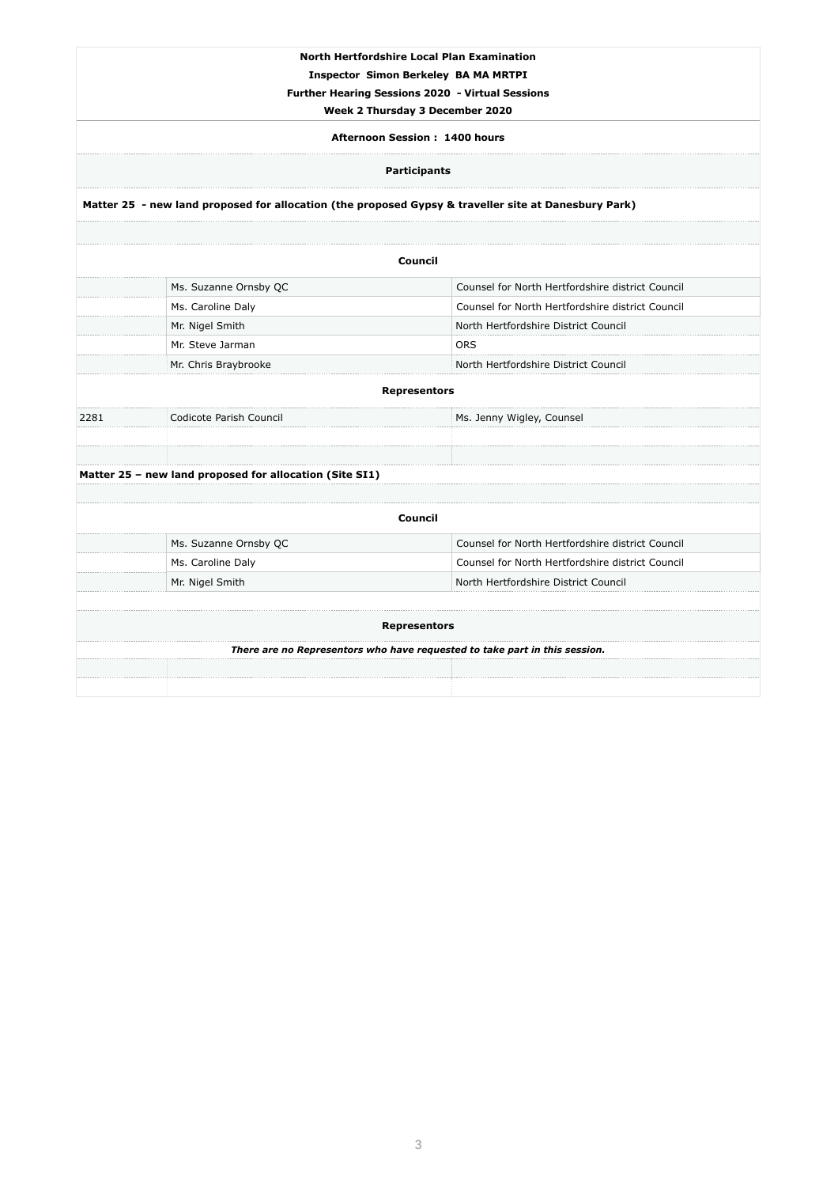**North Hertfordshire Local Plan Examination**

**Inspector Simon Berkeley BA MA MRTPI**

**Further Hearing Sessions 2020 - Virtual Sessions**

**Week 2 Thursday 3 December 2020**

**Afternoon Session : 1400 hours**

**Participants**

**Matter 25 - new land proposed for allocation (the proposed Gypsy & traveller site at Danesbury Park)**

**Council**

| | | |
|---|---|---|
| | Ms. Suzanne Ornsby QC | Counsel for North Hertfordshire district Council |
| | Ms. Caroline Daly | Counsel for North Hertfordshire district Council |
| | Mr. Nigel Smith | North Hertfordshire District Council |
| | Mr. Steve Jarman | ORS |
| | Mr. Chris Braybrooke | North Hertfordshire District Council |

**Representors**

| | | |
|---|---|---|
| 2281 | Codicote Parish Council | Ms. Jenny Wigley, Counsel |

**Matter 25 – new land proposed for allocation (Site SI1)**

**Council**

| | | |
|---|---|---|
| | Ms. Suzanne Ornsby QC | Counsel for North Hertfordshire district Council |
| | Ms. Caroline Daly | Counsel for North Hertfordshire district Council |
| | Mr. Nigel Smith | North Hertfordshire District Council |

**Representors**

***There are no Representors who have requested to take part in this session.***